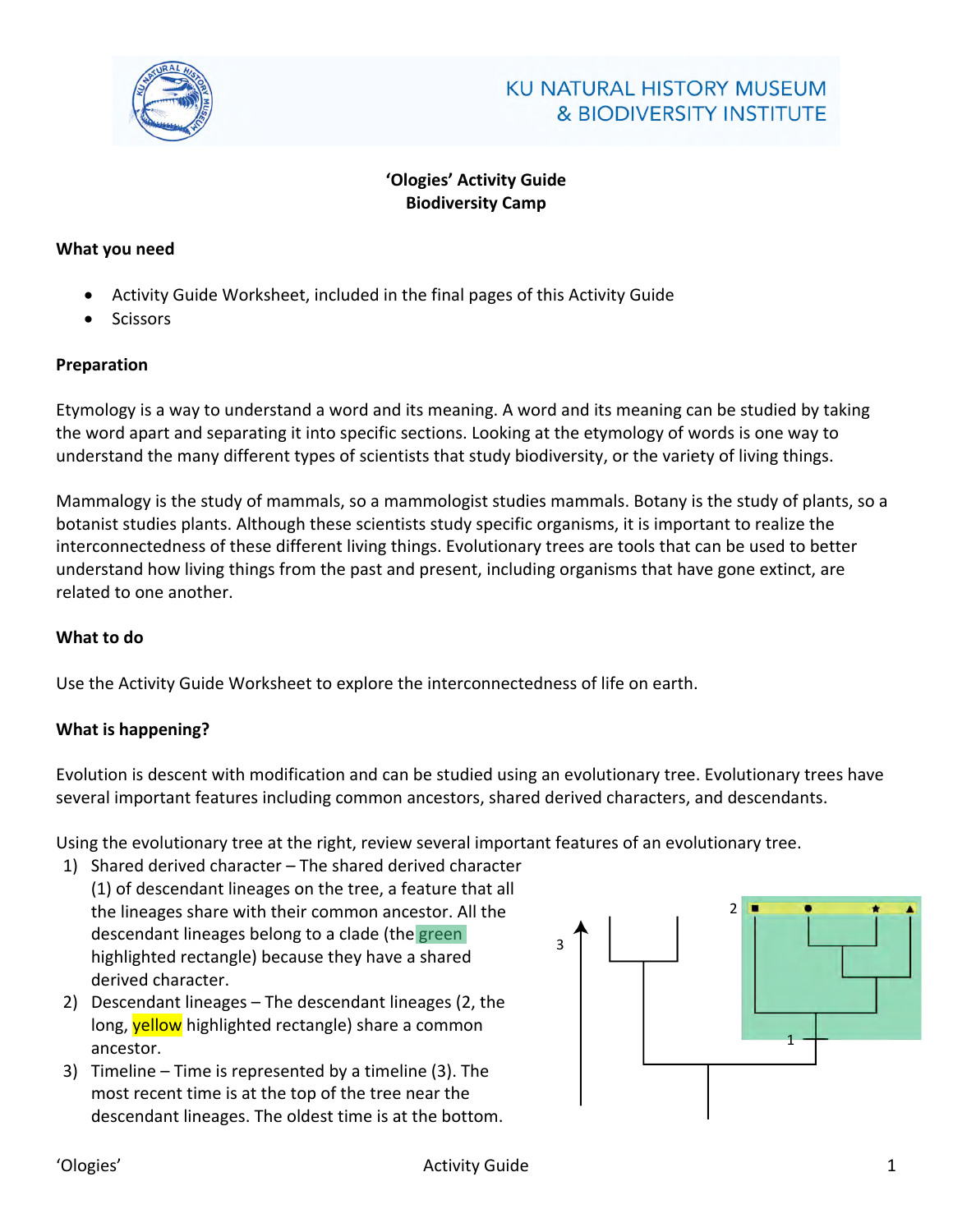KU NATURAL HISTORY MUSEUM
& BIODIVERSITY INSTITUTE

**'Ologies' Activity Guide**
**Biodiversity Camp**

**What you need**

- Activity Guide Worksheet, included in the final pages of this Activity Guide
- Scissors

**Preparation**

Etymology is a way to understand a word and its meaning. A word and its meaning can be studied by taking the word apart and separating it into specific sections. Looking at the etymology of words is one way to understand the many different types of scientists that study biodiversity, or the variety of living things.

Mammalogy is the study of mammals, so a mammologist studies mammals. Botany is the study of plants, so a botanist studies plants. Although these scientists study specific organisms, it is important to realize the interconnectedness of these different living things. Evolutionary trees are tools that can be used to better understand how living things from the past and present, including organisms that have gone extinct, are related to one another.

**What to do**

Use the Activity Guide Worksheet to explore the interconnectedness of life on earth.

**What is happening?**

Evolution is descent with modification and can be studied using an evolutionary tree. Evolutionary trees have several important features including common ancestors, shared derived characters, and descendants.

Using the evolutionary tree at the right, review several important features of an evolutionary tree.

1) Shared derived character – The shared derived character (1) of descendant lineages on the tree, a feature that all the lineages share with their common ancestor. All the descendant lineages belong to a clade (the green highlighted rectangle) because they have a shared derived character.
2) Descendant lineages – The descendant lineages (2, the long, yellow highlighted rectangle) share a common ancestor.
3) Timeline – Time is represented by a timeline (3). The most recent time is at the top of the tree near the descendant lineages. The oldest time is at the bottom.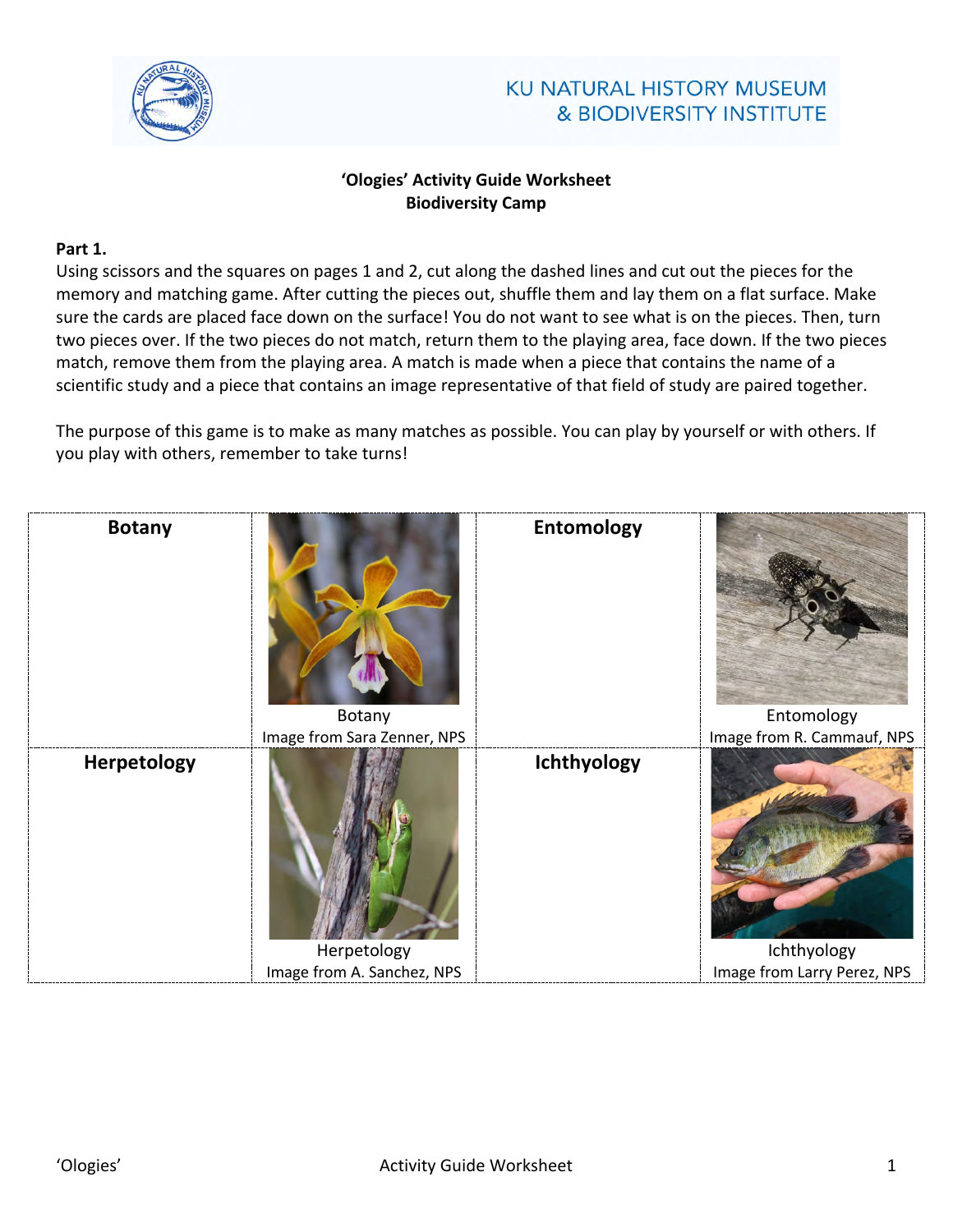**'Ologies' Activity Guide Worksheet**
**Biodiversity Camp**

**Part 1.**

Using scissors and the squares on pages 1 and 2, cut along the dashed lines and cut out the pieces for the memory and matching game. After cutting the pieces out, shuffle them and lay them on a flat surface. Make sure the cards are placed face down on the surface! You do not want to see what is on the pieces. Then, turn two pieces over. If the two pieces do not match, return them to the playing area, face down. If the two pieces match, remove them from the playing area. A match is made when a piece that contains the name of a scientific study and a piece that contains an image representative of that field of study are paired together.

The purpose of this game is to make as many matches as possible. You can play by yourself or with others. If you play with others, remember to take turns!

| **Botany** | Botany<br>Image from Sara Zenner, NPS | **Entomology** | Entomology<br>Image from R. Cammauf, NPS |
|---|---|---|---|
| **Herpetology** | Herpetology<br>Image from A. Sanchez, NPS | **Ichthyology** | Ichthyology<br>Image from Larry Perez, NPS |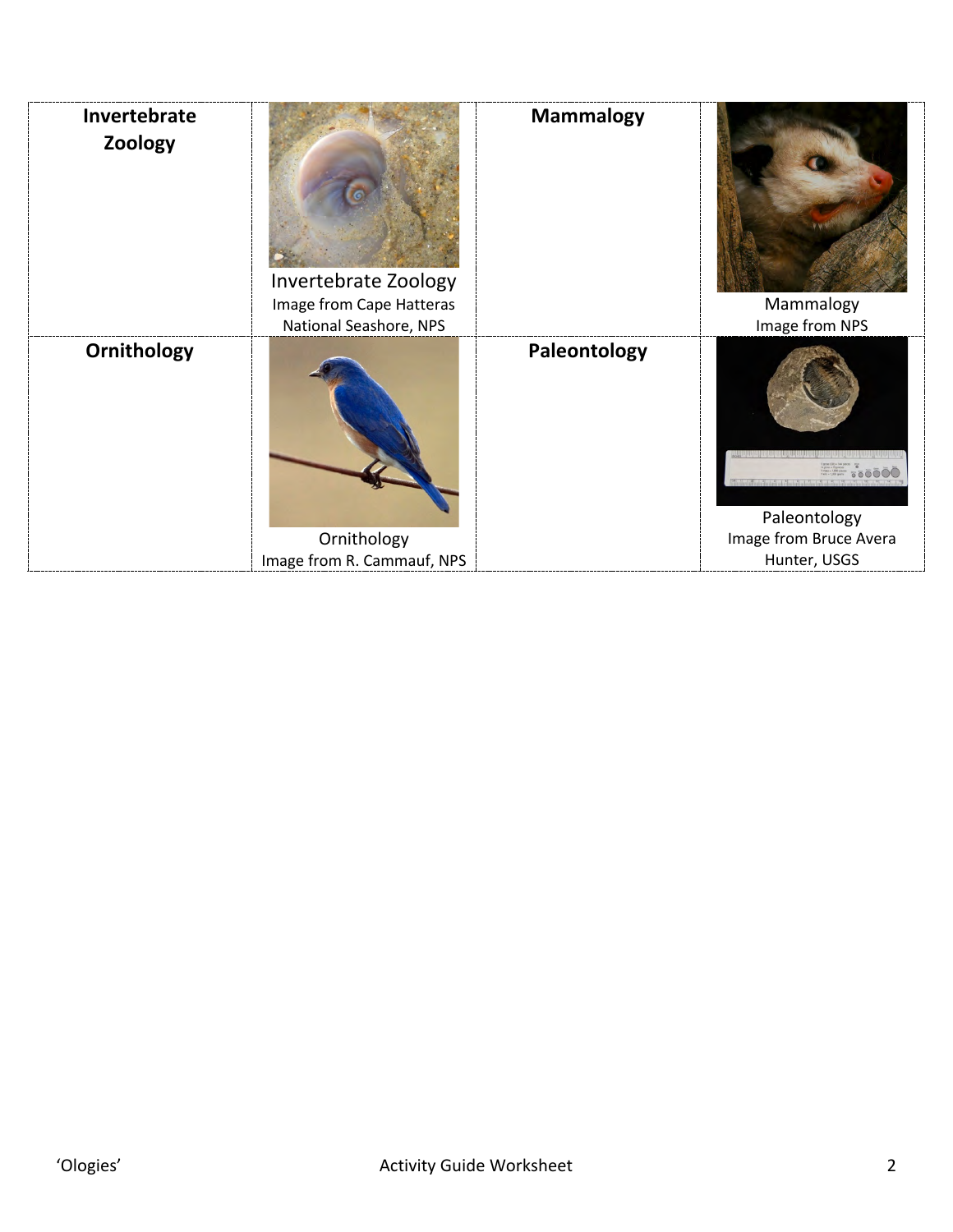| | | | |
|---|---|---|---|
| **Invertebrate Zoology** | Invertebrate Zoology<br>Image from Cape Hatteras National Seashore, NPS | **Mammalogy** | Mammalogy<br>Image from NPS |
| **Ornithology** | Ornithology<br>Image from R. Cammauf, NPS | **Paleontology** | Paleontology<br>Image from Bruce Avera Hunter, USGS |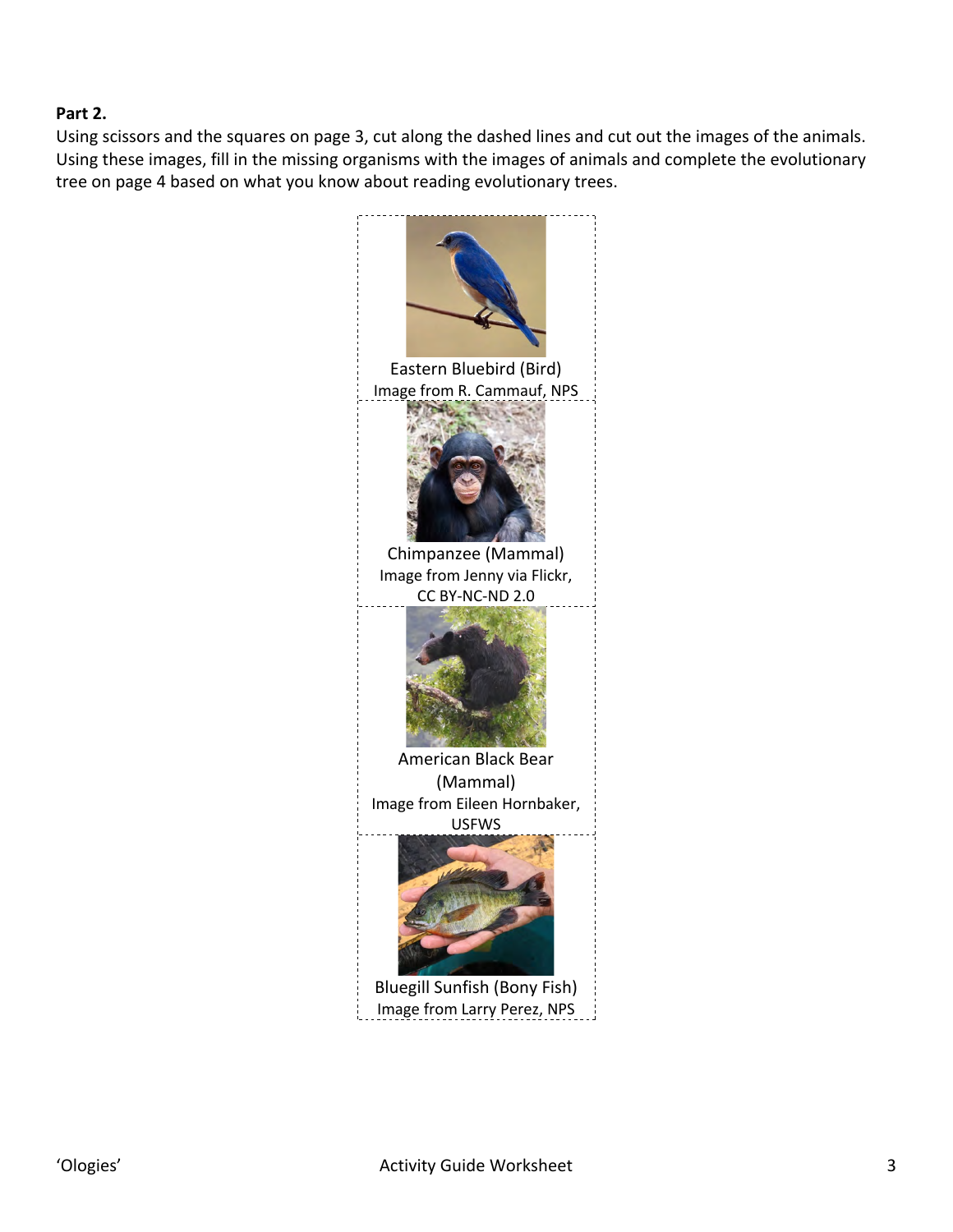**Part 2.**

Using scissors and the squares on page 3, cut along the dashed lines and cut out the images of the animals. Using these images, fill in the missing organisms with the images of animals and complete the evolutionary tree on page 4 based on what you know about reading evolutionary trees.

Eastern Bluebird (Bird)
Image from R. Cammauf, NPS

Chimpanzee (Mammal)
Image from Jenny via Flickr, CC BY-NC-ND 2.0

American Black Bear (Mammal)
Image from Eileen Hornbaker, USFWS

Bluegill Sunfish (Bony Fish)
Image from Larry Perez, NPS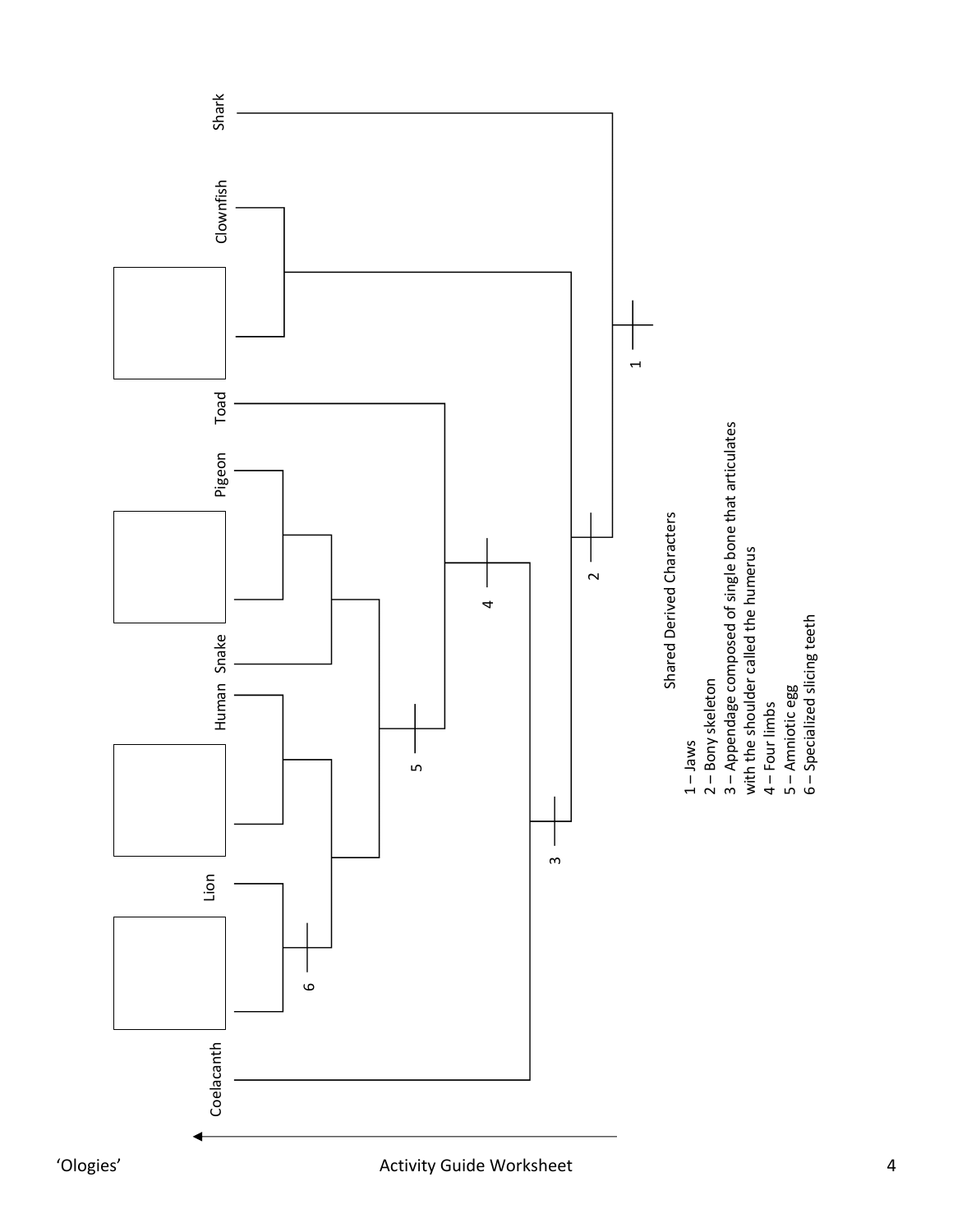Shark

Clownfish

Toad

Pigeon

Snake

Human

Lion

Coelacanth

1

2

3

4

5

6

Shared Derived Characters

1 – Jaws
2 – Bony skeleton
3 – Appendage composed of single bone that articulates with the shoulder called the humerus
4 – Four limbs
5 – Amniotic egg
6 – Specialized slicing teeth